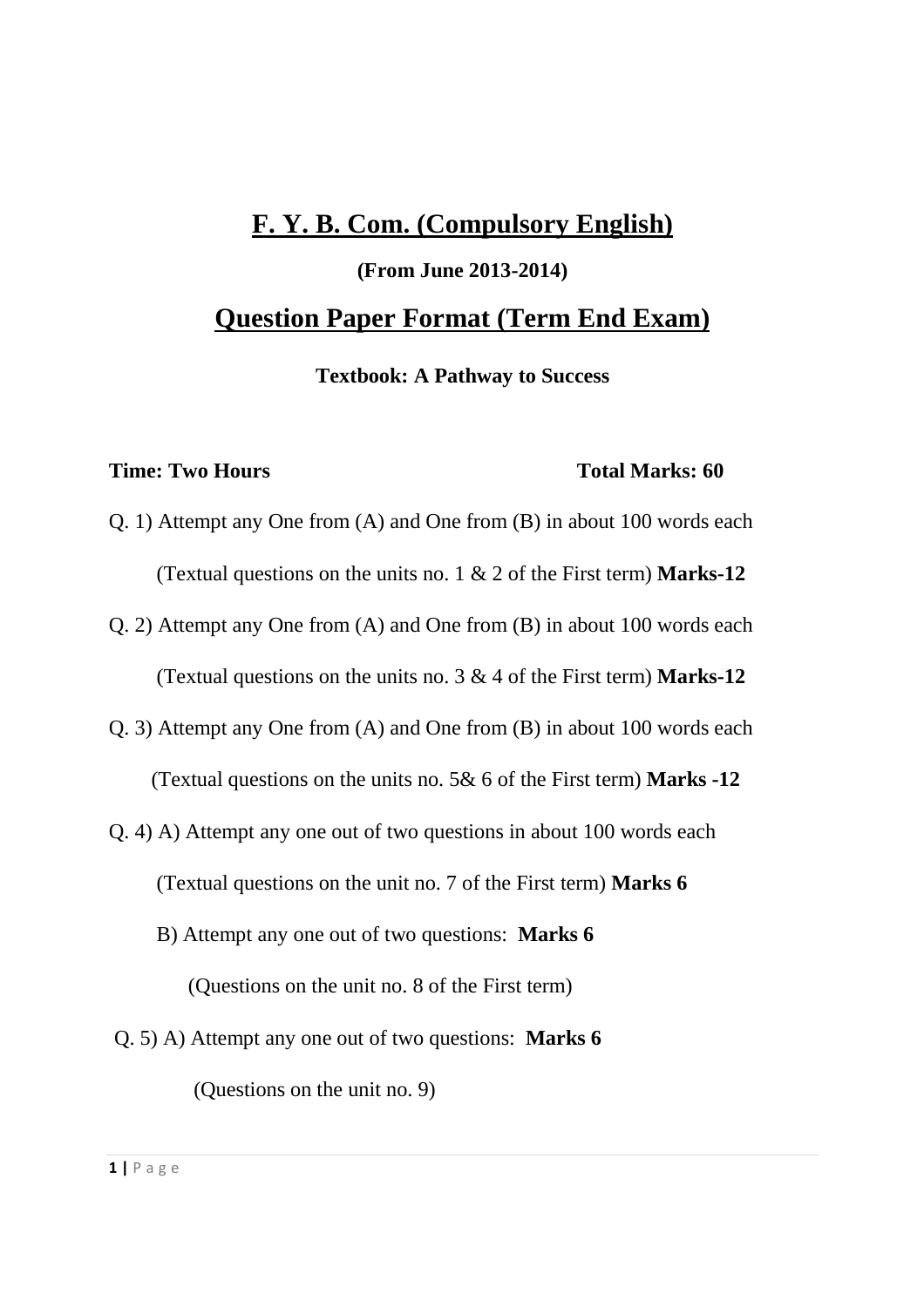# F. Y. B. Com. (Compulsory English)

**(From June 2013-2014)**

## Question Paper Format (Term End Exam)

**Textbook: A Pathway to Success**

**Time: Two Hours** **Total Marks: 60**

Q. 1) Attempt any One from (A) and One from (B) in about 100 words each

(Textual questions on the units no. 1 & 2 of the First term) **Marks-12**

Q. 2) Attempt any One from (A) and One from (B) in about 100 words each

(Textual questions on the units no. 3 & 4 of the First term) **Marks-12**

Q. 3) Attempt any One from (A) and One from (B) in about 100 words each

(Textual questions on the units no. 5& 6 of the First term) **Marks -12**

Q. 4) A) Attempt any one out of two questions in about 100 words each

(Textual questions on the unit no. 7 of the First term) **Marks 6**

B) Attempt any one out of two questions: **Marks 6**

(Questions on the unit no. 8 of the First term)

Q. 5) A) Attempt any one out of two questions: **Marks 6**

(Questions on the unit no. 9)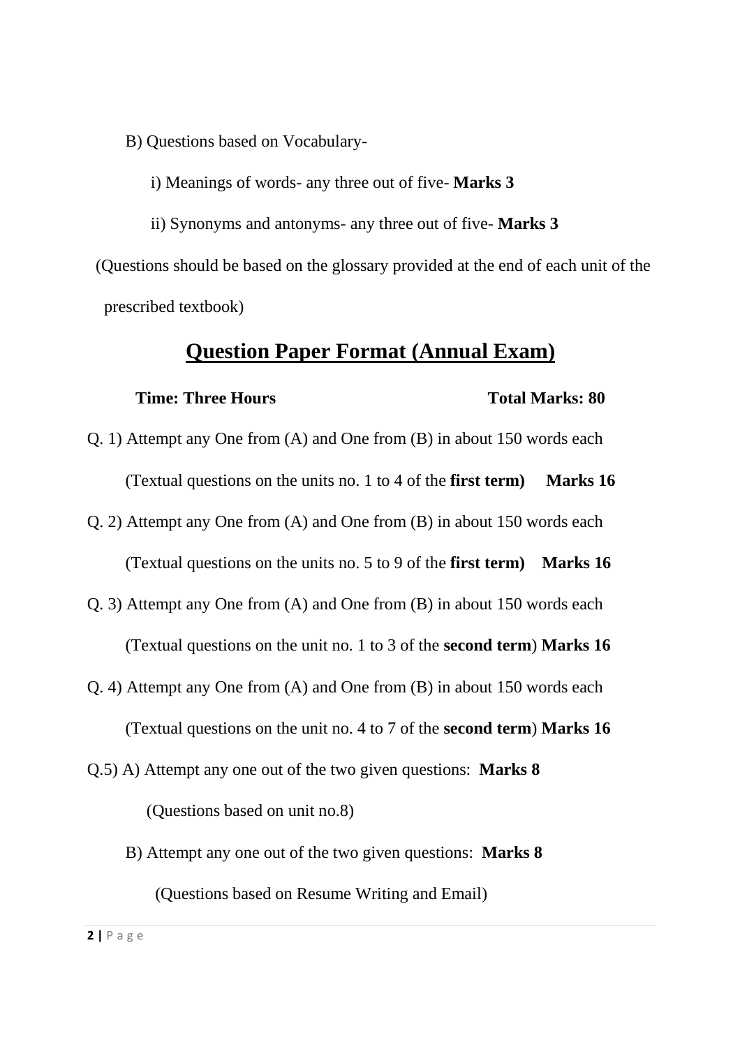B) Questions based on Vocabulary-

i) Meanings of words- any three out of five- **Marks 3**

ii) Synonyms and antonyms- any three out of five- **Marks 3**

(Questions should be based on the glossary provided at the end of each unit of the prescribed textbook)

## Question Paper Format (Annual Exam)

**Time: Three Hours** **Total Marks: 80**

Q. 1) Attempt any One from (A) and One from (B) in about 150 words each

(Textual questions on the units no. 1 to 4 of the **first term)** **Marks 16**

Q. 2) Attempt any One from (A) and One from (B) in about 150 words each

(Textual questions on the units no. 5 to 9 of the **first term)** **Marks 16**

Q. 3) Attempt any One from (A) and One from (B) in about 150 words each

(Textual questions on the unit no. 1 to 3 of the **second term**) **Marks 16**

Q. 4) Attempt any One from (A) and One from (B) in about 150 words each

(Textual questions on the unit no. 4 to 7 of the **second term**) **Marks 16**

Q.5) A) Attempt any one out of the two given questions: **Marks 8**

(Questions based on unit no.8)

B) Attempt any one out of the two given questions: **Marks 8**

(Questions based on Resume Writing and Email)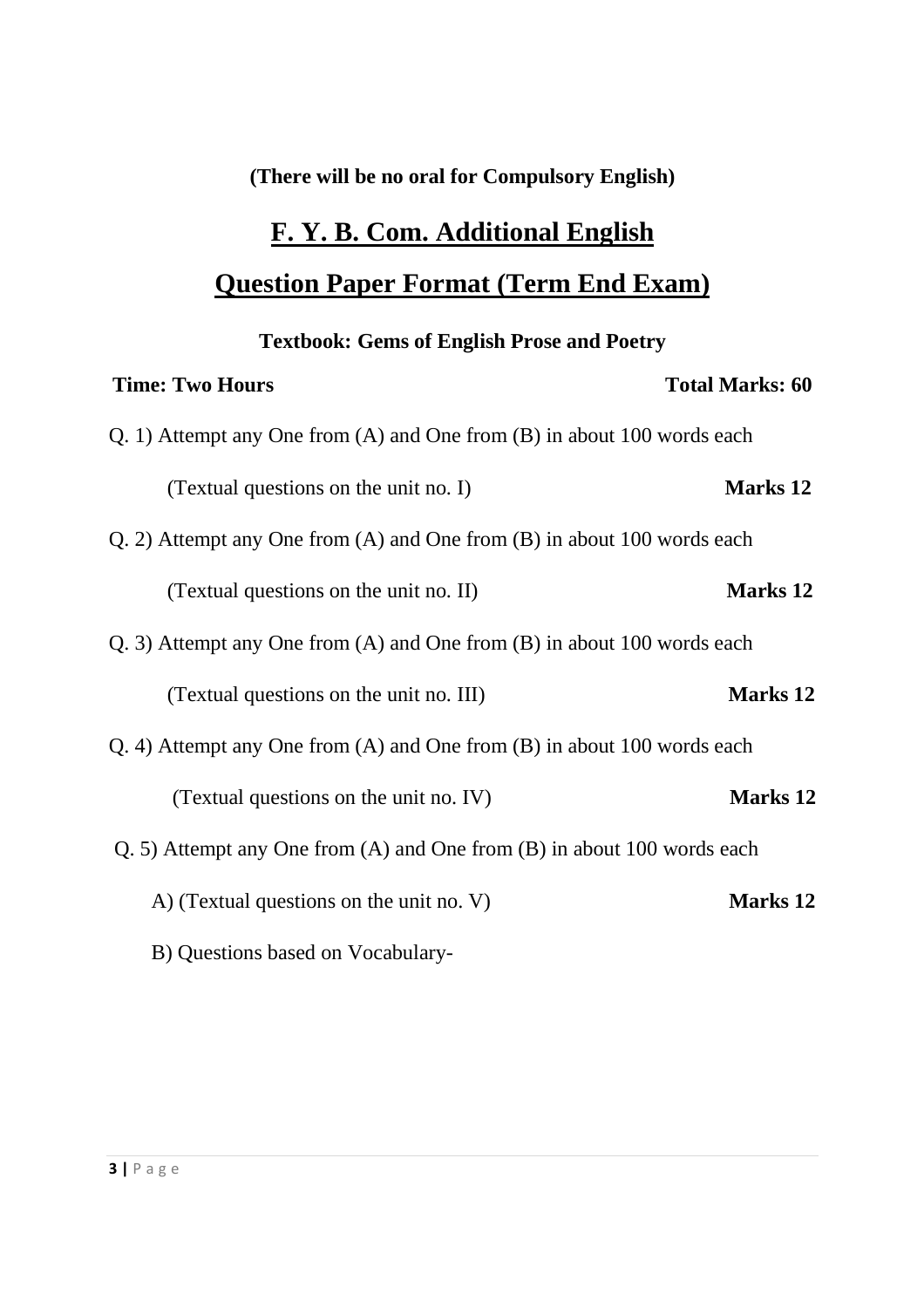**(There will be no oral for Compulsory English)**

## F. Y. B. Com. Additional English

## Question Paper Format (Term End Exam)

**Textbook: Gems of English Prose and Poetry**

**Time: Two Hours** **Total Marks: 60**

Q. 1) Attempt any One from (A) and One from (B) in about 100 words each

(Textual questions on the unit no. I) **Marks 12**

Q. 2) Attempt any One from (A) and One from (B) in about 100 words each

(Textual questions on the unit no. II) **Marks 12**

Q. 3) Attempt any One from (A) and One from (B) in about 100 words each

(Textual questions on the unit no. III) **Marks 12**

Q. 4) Attempt any One from (A) and One from (B) in about 100 words each

(Textual questions on the unit no. IV) **Marks 12**

Q. 5) Attempt any One from (A) and One from (B) in about 100 words each

A) (Textual questions on the unit no. V) **Marks 12**

B) Questions based on Vocabulary-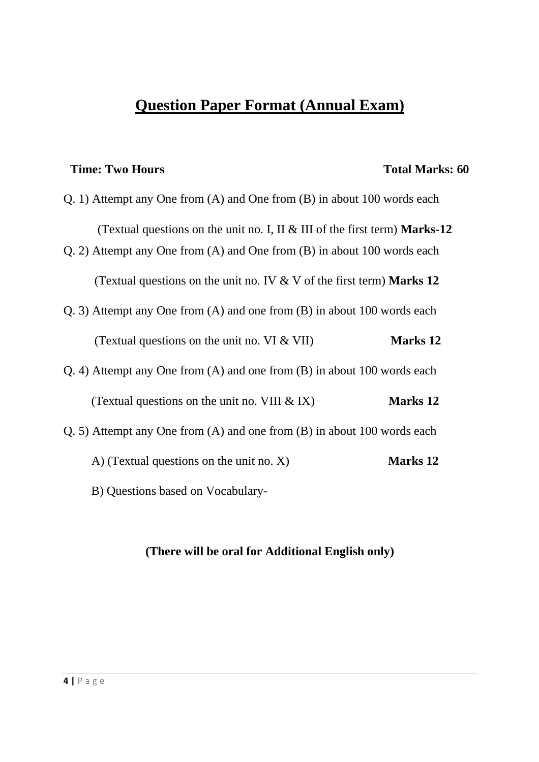# Question Paper Format (Annual Exam)

**Time: Two Hours** **Total Marks: 60**

Q. 1) Attempt any One from (A) and One from (B) in about 100 words each

(Textual questions on the unit no. I, II & III of the first term) **Marks-12**

Q. 2) Attempt any One from (A) and One from (B) in about 100 words each

(Textual questions on the unit no. IV & V of the first term) **Marks 12**

Q. 3) Attempt any One from (A) and one from (B) in about 100 words each

(Textual questions on the unit no. VI & VII) **Marks 12**

Q. 4) Attempt any One from (A) and one from (B) in about 100 words each

(Textual questions on the unit no. VIII & IX) **Marks 12**

Q. 5) Attempt any One from (A) and one from (B) in about 100 words each

A) (Textual questions on the unit no. X) **Marks 12**

B) Questions based on Vocabulary-

**(There will be oral for Additional English only)**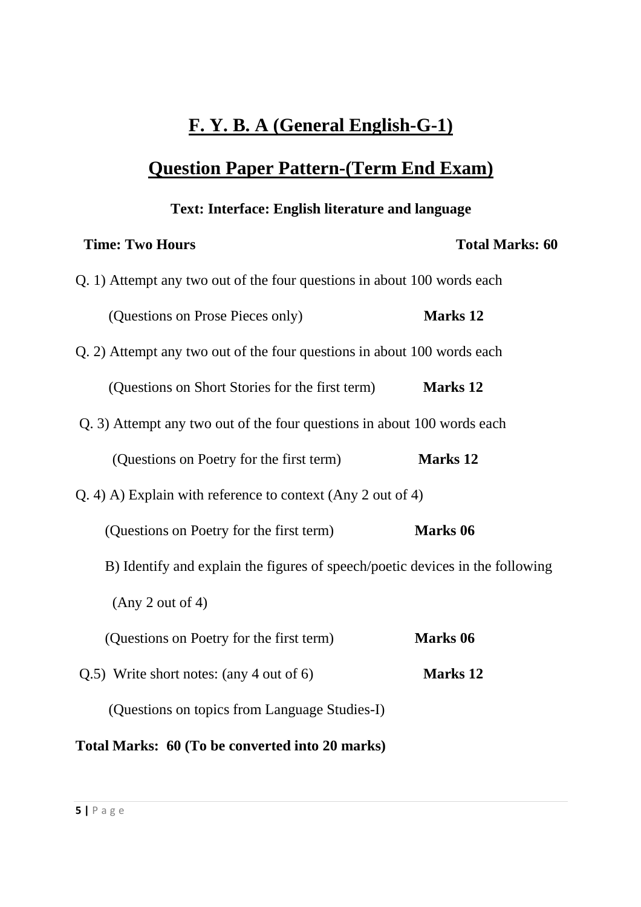# F. Y. B. A (General English-G-1)

## Question Paper Pattern-(Term End Exam)

**Text: Interface: English literature and language**

**Time: Two Hours** **Total Marks: 60**

Q. 1) Attempt any two out of the four questions in about 100 words each

(Questions on Prose Pieces only) **Marks 12**

Q. 2) Attempt any two out of the four questions in about 100 words each

(Questions on Short Stories for the first term) **Marks 12**

Q. 3) Attempt any two out of the four questions in about 100 words each

(Questions on Poetry for the first term) **Marks 12**

Q. 4) A) Explain with reference to context (Any 2 out of 4)

(Questions on Poetry for the first term) **Marks 06**

B) Identify and explain the figures of speech/poetic devices in the following (Any 2 out of 4)

(Questions on Poetry for the first term) **Marks 06**

Q.5) Write short notes: (any 4 out of 6) **Marks 12**

(Questions on topics from Language Studies-I)

**Total Marks: 60 (To be converted into 20 marks)**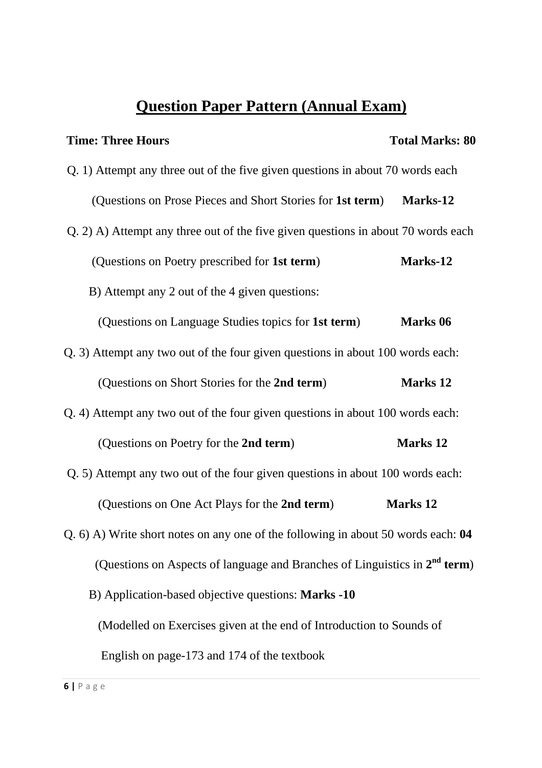# Question Paper Pattern (Annual Exam)

**Time: Three Hours** **Total Marks: 80**

Q. 1) Attempt any three out of the five given questions in about 70 words each

(Questions on Prose Pieces and Short Stories for **1st term**) **Marks-12**

Q. 2) A) Attempt any three out of the five given questions in about 70 words each

(Questions on Poetry prescribed for **1st term**) **Marks-12**

B) Attempt any 2 out of the 4 given questions:

(Questions on Language Studies topics for **1st term**) **Marks 06**

Q. 3) Attempt any two out of the four given questions in about 100 words each:

(Questions on Short Stories for the **2nd term**) **Marks 12**

Q. 4) Attempt any two out of the four given questions in about 100 words each:

(Questions on Poetry for the **2nd term**) **Marks 12**

Q. 5) Attempt any two out of the four given questions in about 100 words each:

(Questions on One Act Plays for the **2nd term**) **Marks 12**

Q. 6) A) Write short notes on any one of the following in about 50 words each: **04**

(Questions on Aspects of language and Branches of Linguistics in **2nd term**)

B) Application-based objective questions: **Marks -10**

(Modelled on Exercises given at the end of Introduction to Sounds of English on page-173 and 174 of the textbook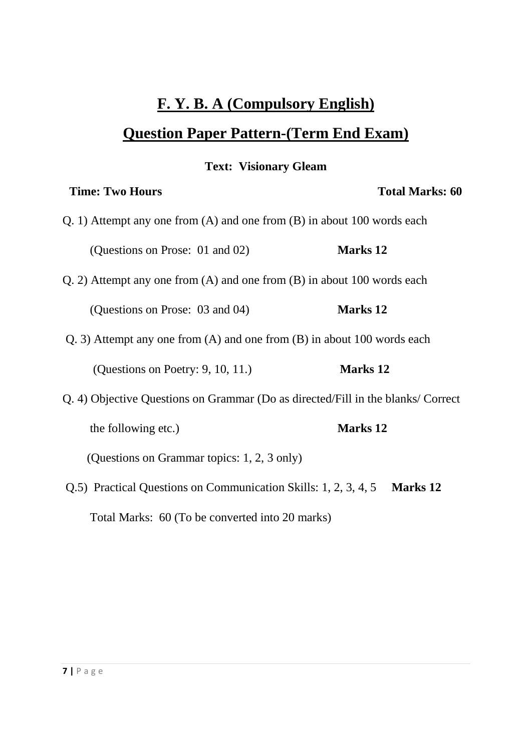# F. Y. B. A (Compulsory English)

## Question Paper Pattern-(Term End Exam)

**Text: Visionary Gleam**

**Time: Two Hours** **Total Marks: 60**

Q. 1) Attempt any one from (A) and one from (B) in about 100 words each

(Questions on Prose: 01 and 02) **Marks 12**

Q. 2) Attempt any one from (A) and one from (B) in about 100 words each

(Questions on Prose: 03 and 04) **Marks 12**

Q. 3) Attempt any one from (A) and one from (B) in about 100 words each

(Questions on Poetry: 9, 10, 11.) **Marks 12**

Q. 4) Objective Questions on Grammar (Do as directed/Fill in the blanks/ Correct the following etc.) **Marks 12**

(Questions on Grammar topics: 1, 2, 3 only)

Q.5) Practical Questions on Communication Skills: 1, 2, 3, 4, 5 **Marks 12**

Total Marks: 60 (To be converted into 20 marks)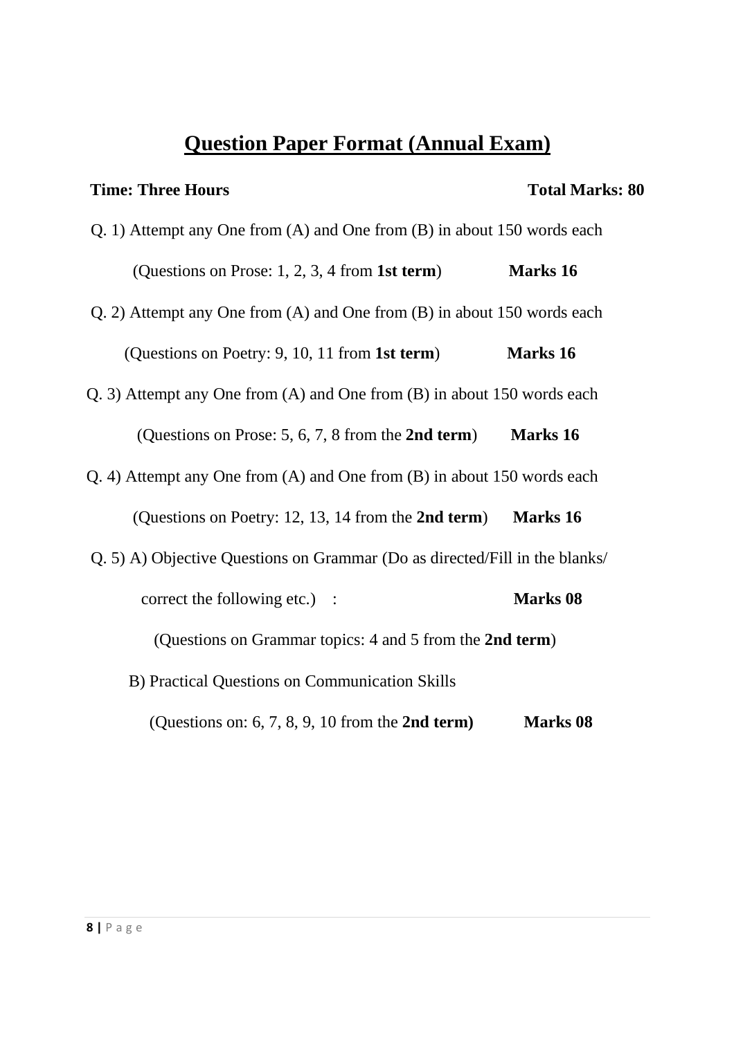## Question Paper Format (Annual Exam)

**Time: Three Hours** **Total Marks: 80**

Q. 1) Attempt any One from (A) and One from (B) in about 150 words each

(Questions on Prose: 1, 2, 3, 4 from **1st term**) **Marks 16**

Q. 2) Attempt any One from (A) and One from (B) in about 150 words each

(Questions on Poetry: 9, 10, 11 from **1st term**) **Marks 16**

Q. 3) Attempt any One from (A) and One from (B) in about 150 words each

(Questions on Prose: 5, 6, 7, 8 from the **2nd term**) **Marks 16**

Q. 4) Attempt any One from (A) and One from (B) in about 150 words each

(Questions on Poetry: 12, 13, 14 from the **2nd term**) **Marks 16**

Q. 5) A) Objective Questions on Grammar (Do as directed/Fill in the blanks/ correct the following etc.) : **Marks 08**

(Questions on Grammar topics: 4 and 5 from the **2nd term**)

B) Practical Questions on Communication Skills

(Questions on: 6, 7, 8, 9, 10 from the **2nd term)** **Marks 08**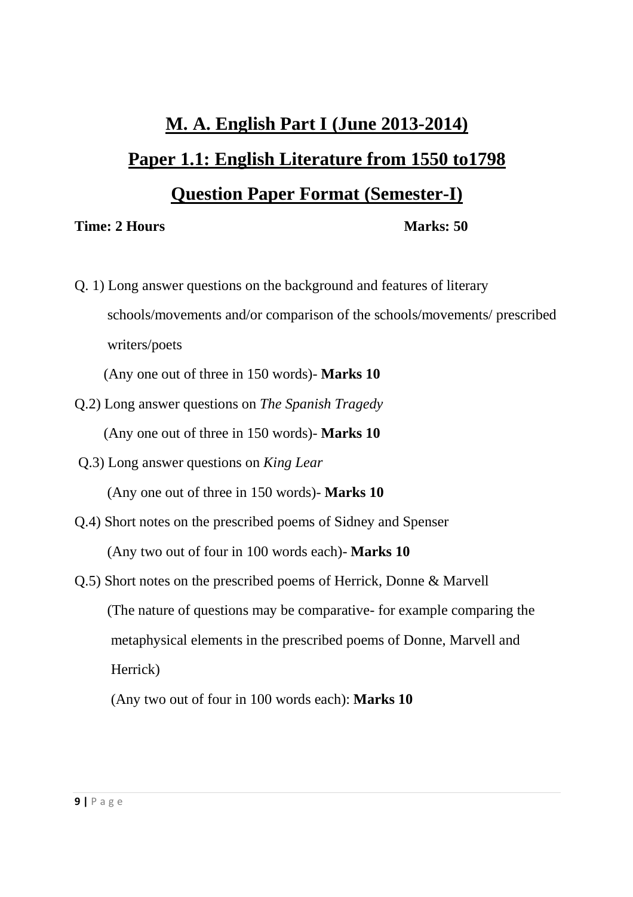# M. A. English Part I (June 2013-2014)

## Paper 1.1: English Literature from 1550 to1798

## Question Paper Format (Semester-I)

**Time: 2 Hours** **Marks: 50**

Q. 1) Long answer questions on the background and features of literary schools/movements and/or comparison of the schools/movements/ prescribed writers/poets

(Any one out of three in 150 words)- **Marks 10**

Q.2) Long answer questions on *The Spanish Tragedy*

(Any one out of three in 150 words)- **Marks 10**

Q.3) Long answer questions on *King Lear*

(Any one out of three in 150 words)- **Marks 10**

Q.4) Short notes on the prescribed poems of Sidney and Spenser

(Any two out of four in 100 words each)- **Marks 10**

Q.5) Short notes on the prescribed poems of Herrick, Donne & Marvell

(The nature of questions may be comparative- for example comparing the metaphysical elements in the prescribed poems of Donne, Marvell and Herrick)

(Any two out of four in 100 words each): **Marks 10**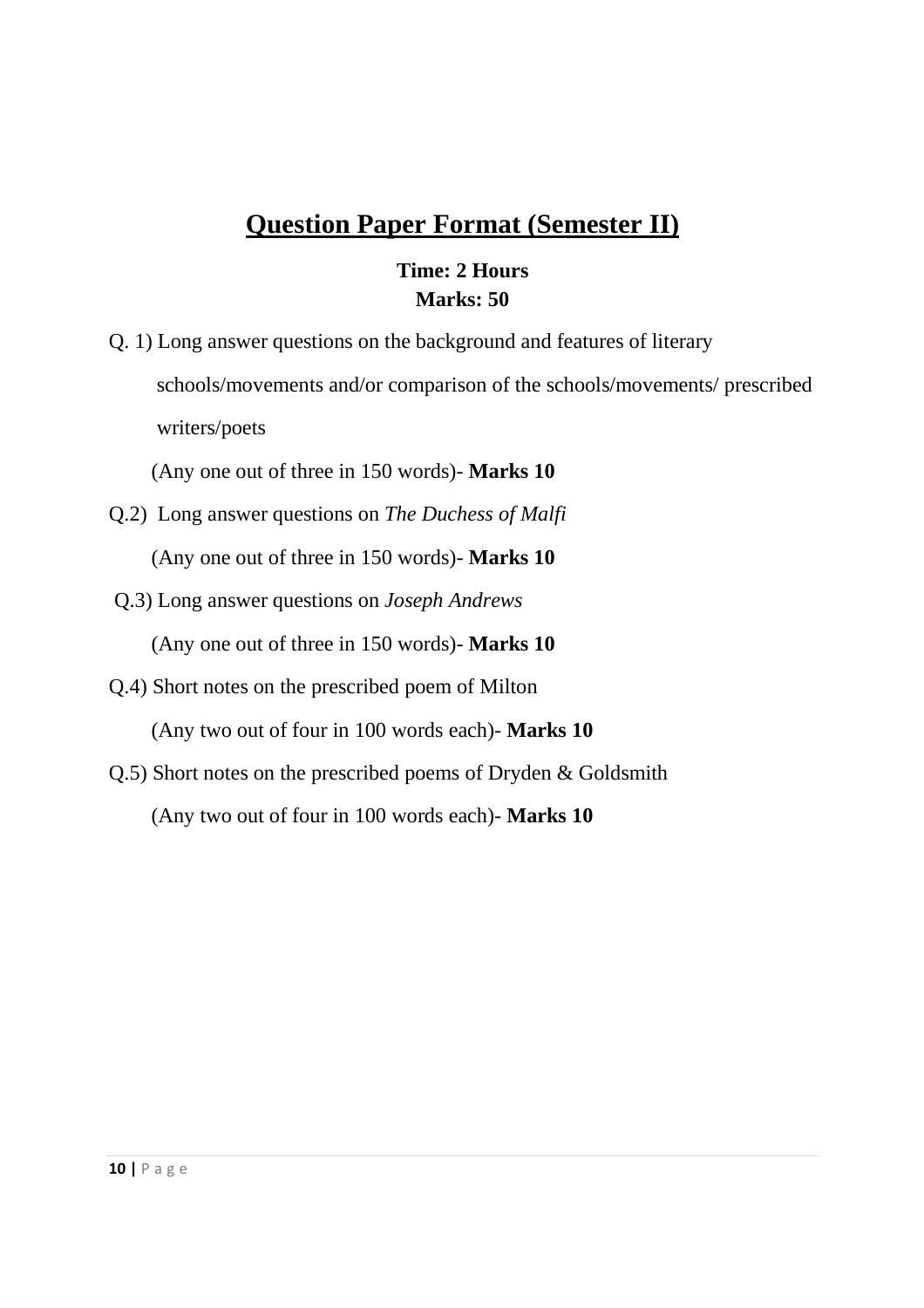# <u>Question Paper Format (Semester II)</u>

**Time: 2 Hours**
**Marks: 50**

Q. 1) Long answer questions on the background and features of literary schools/movements and/or comparison of the schools/movements/ prescribed writers/poets

(Any one out of three in 150 words)- **Marks 10**

Q.2) Long answer questions on *The Duchess of Malfi*

(Any one out of three in 150 words)- **Marks 10**

Q.3) Long answer questions on *Joseph Andrews*

(Any one out of three in 150 words)- **Marks 10**

Q.4) Short notes on the prescribed poem of Milton

(Any two out of four in 100 words each)**- Marks 10**

Q.5) Short notes on the prescribed poems of Dryden & Goldsmith

(Any two out of four in 100 words each)**- Marks 10**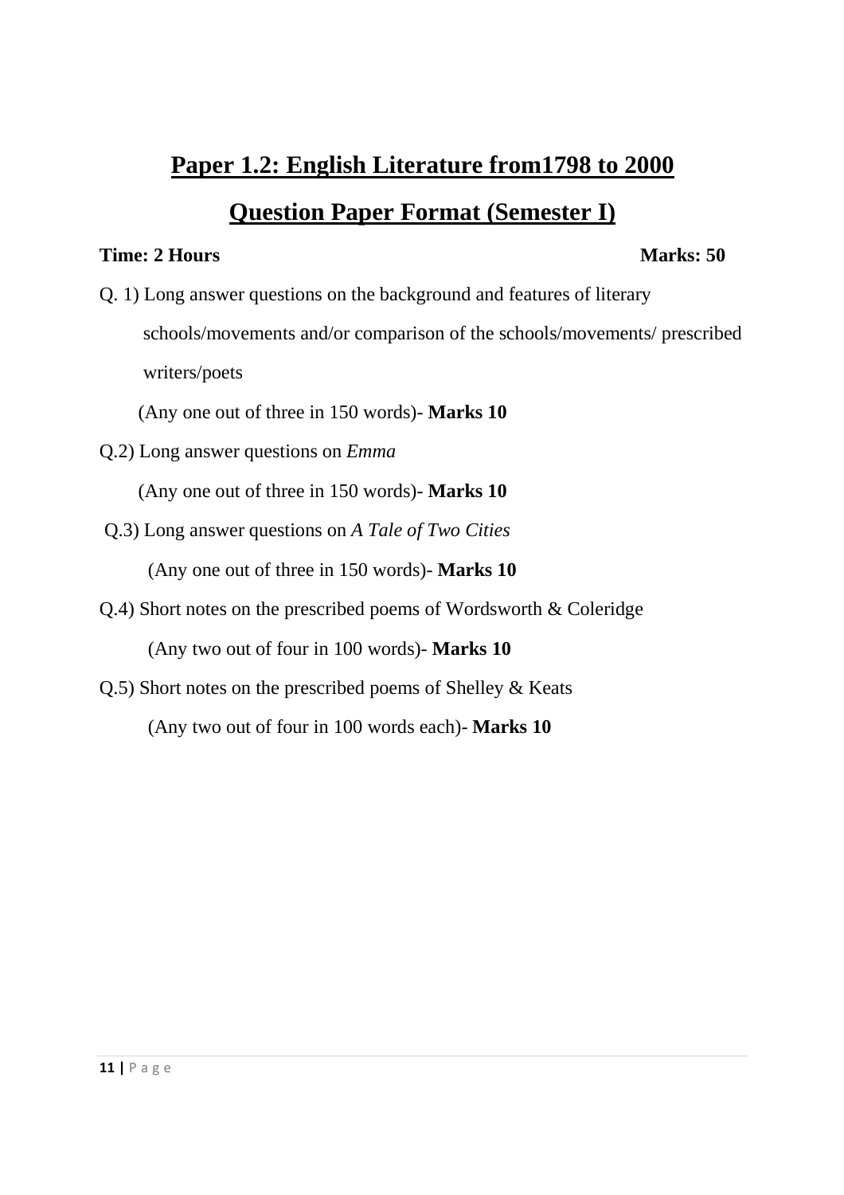## Paper 1.2: English Literature from1798 to 2000

## Question Paper Format (Semester I)

**Time: 2 Hours** **Marks: 50**

Q. 1) Long answer questions on the background and features of literary schools/movements and/or comparison of the schools/movements/ prescribed writers/poets

(Any one out of three in 150 words)- **Marks 10**

Q.2) Long answer questions on *Emma*

(Any one out of three in 150 words)- **Marks 10**

Q.3) Long answer questions on *A Tale of Two Cities*

(Any one out of three in 150 words)- **Marks 10**

Q.4) Short notes on the prescribed poems of Wordsworth & Coleridge

(Any two out of four in 100 words)- **Marks 10**

Q.5) Short notes on the prescribed poems of Shelley & Keats

(Any two out of four in 100 words each)- **Marks 10**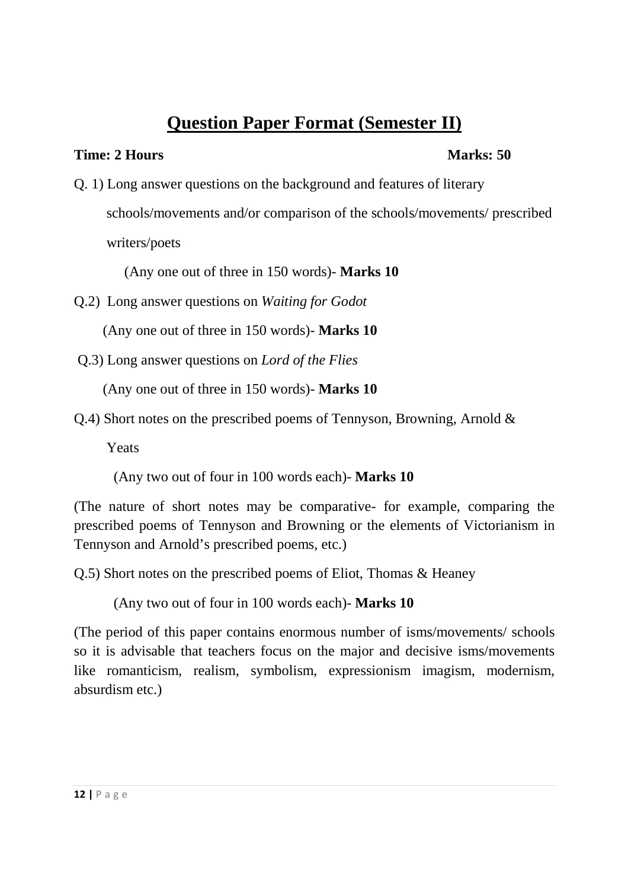# Question Paper Format (Semester II)

**Time: 2 Hours** **Marks: 50**

Q. 1) Long answer questions on the background and features of literary schools/movements and/or comparison of the schools/movements/ prescribed writers/poets

(Any one out of three in 150 words)- **Marks 10**

Q.2) Long answer questions on *Waiting for Godot*

(Any one out of three in 150 words)- **Marks 10**

Q.3) Long answer questions on *Lord of the Flies*

(Any one out of three in 150 words)- **Marks 10**

Q.4) Short notes on the prescribed poems of Tennyson, Browning, Arnold & Yeats

(Any two out of four in 100 words each)- **Marks 10**

(The nature of short notes may be comparative- for example, comparing the prescribed poems of Tennyson and Browning or the elements of Victorianism in Tennyson and Arnold's prescribed poems, etc.)

Q.5) Short notes on the prescribed poems of Eliot, Thomas & Heaney

(Any two out of four in 100 words each)- **Marks 10**

(The period of this paper contains enormous number of isms/movements/ schools so it is advisable that teachers focus on the major and decisive isms/movements like romanticism, realism, symbolism, expressionism imagism, modernism, absurdism etc.)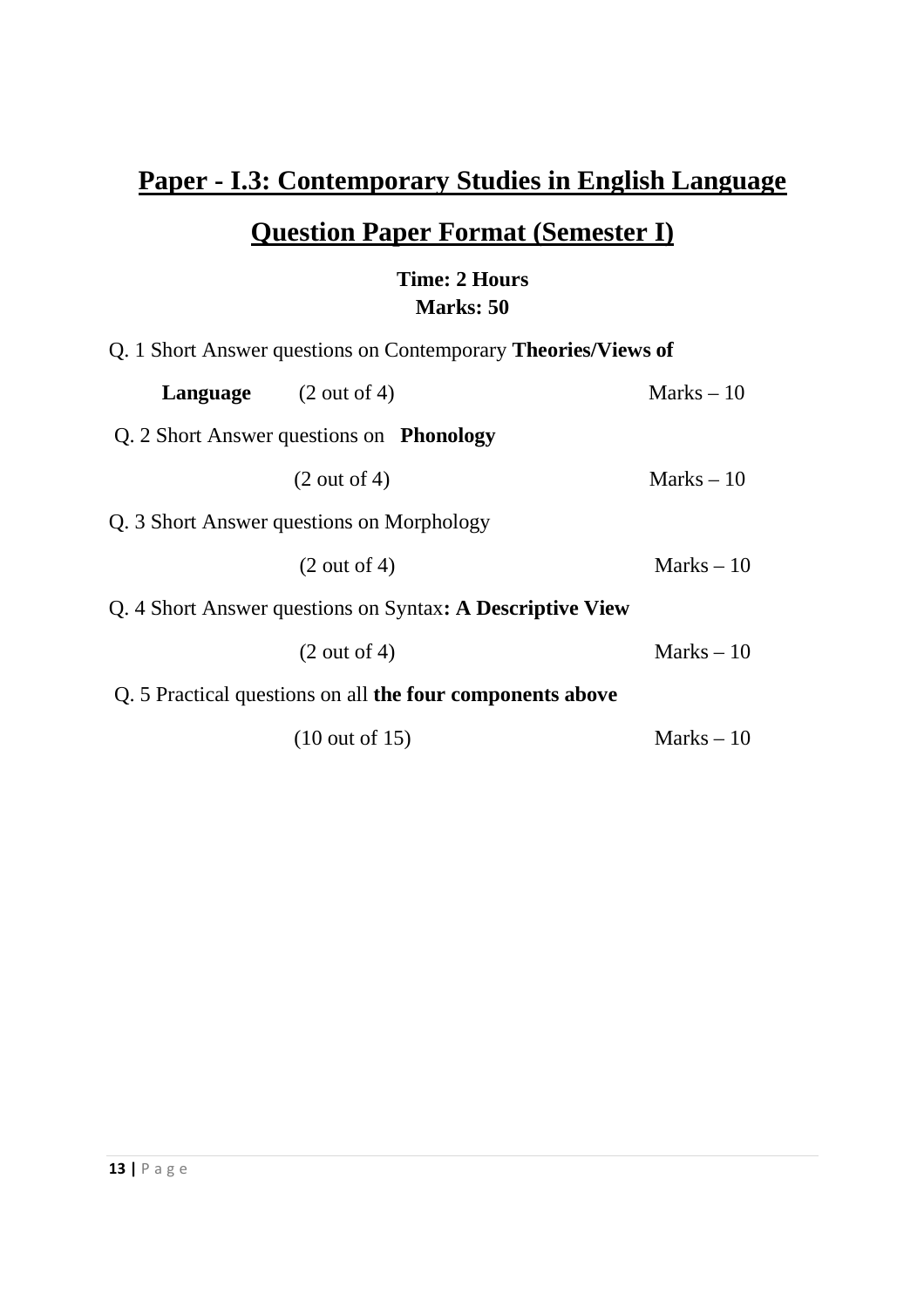## Paper - I.3: Contemporary Studies in English Language

## Question Paper Format (Semester I)

**Time: 2 Hours**
**Marks: 50**

Q. 1 Short Answer questions on Contemporary **Theories/Views of Language** (2 out of 4) Marks – 10

Q. 2 Short Answer questions on **Phonology** (2 out of 4) Marks – 10

Q. 3 Short Answer questions on Morphology (2 out of 4) Marks – 10

Q. 4 Short Answer questions on Syntax**: A Descriptive View** (2 out of 4) Marks – 10

Q. 5 Practical questions on all **the four components above** (10 out of 15) Marks – 10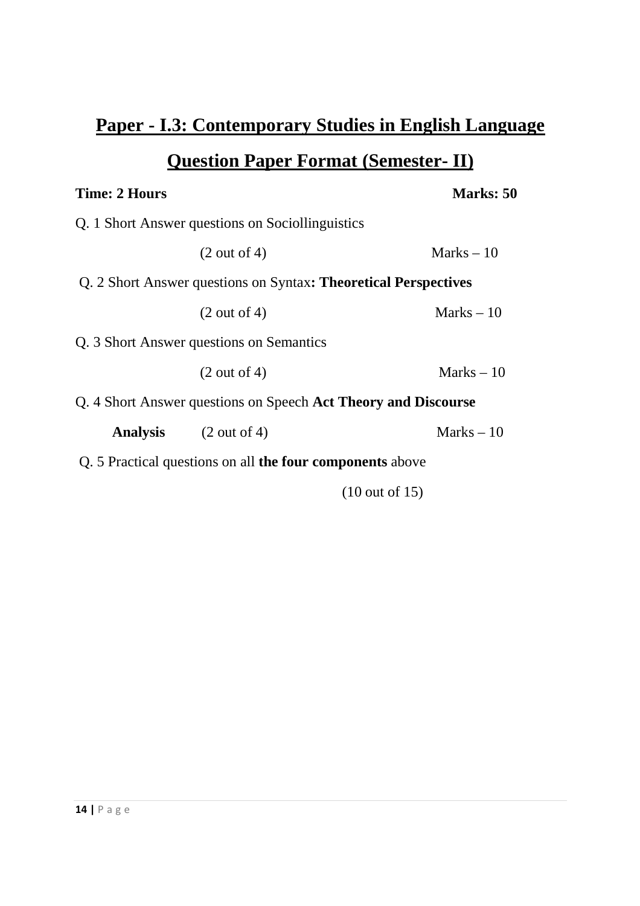## Paper - I.3: Contemporary Studies in English Language

## Question Paper Format (Semester- II)

**Time: 2 Hours** **Marks: 50**

Q. 1 Short Answer questions on Sociollinguistics

(2 out of 4) Marks – 10

Q. 2 Short Answer questions on Syntax**: Theoretical Perspectives**

(2 out of 4) Marks – 10

Q. 3 Short Answer questions on Semantics

(2 out of 4) Marks – 10

Q. 4 Short Answer questions on Speech **Act Theory and Discourse Analysis** (2 out of 4) Marks – 10

Q. 5 Practical questions on all **the four components** above

(10 out of 15)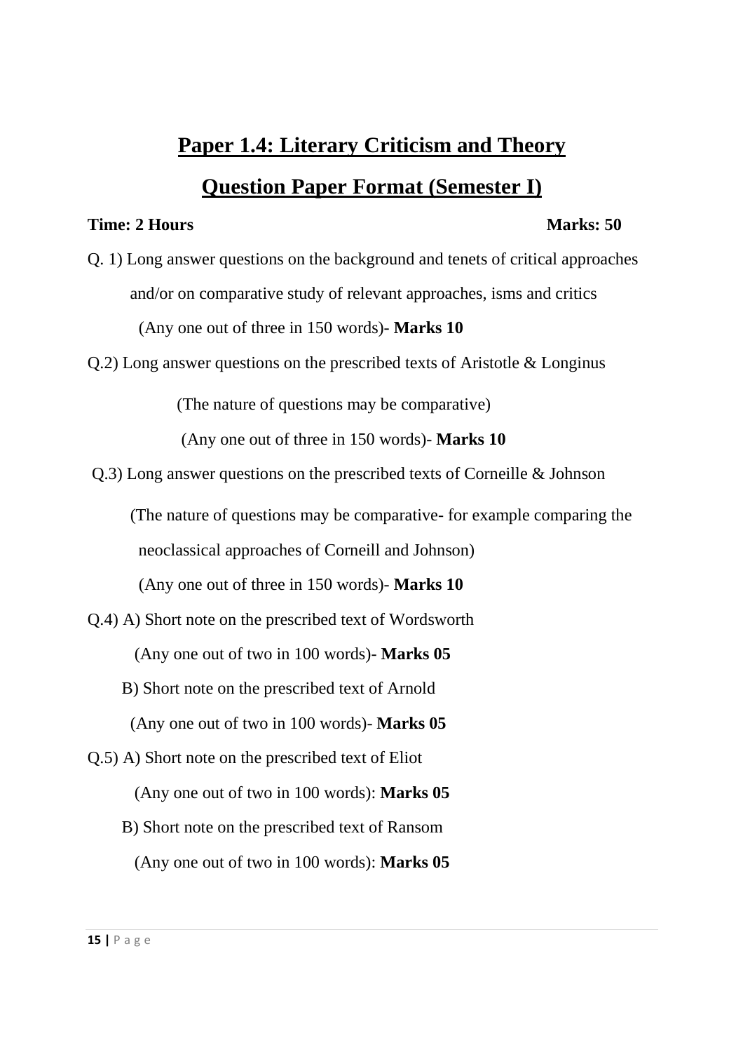# Paper 1.4: Literary Criticism and Theory

## Question Paper Format (Semester I)

**Time: 2 Hours** **Marks: 50**

Q. 1) Long answer questions on the background and tenets of critical approaches and/or on comparative study of relevant approaches, isms and critics

(Any one out of three in 150 words)- **Marks 10**

Q.2) Long answer questions on the prescribed texts of Aristotle & Longinus

(The nature of questions may be comparative)

(Any one out of three in 150 words)- **Marks 10**

Q.3) Long answer questions on the prescribed texts of Corneille & Johnson

(The nature of questions may be comparative- for example comparing the neoclassical approaches of Corneill and Johnson)

(Any one out of three in 150 words)- **Marks 10**

Q.4) A) Short note on the prescribed text of Wordsworth

(Any one out of two in 100 words)- **Marks 05**

B) Short note on the prescribed text of Arnold

(Any one out of two in 100 words)- **Marks 05**

Q.5) A) Short note on the prescribed text of Eliot

(Any one out of two in 100 words): **Marks 05**

B) Short note on the prescribed text of Ransom

(Any one out of two in 100 words): **Marks 05**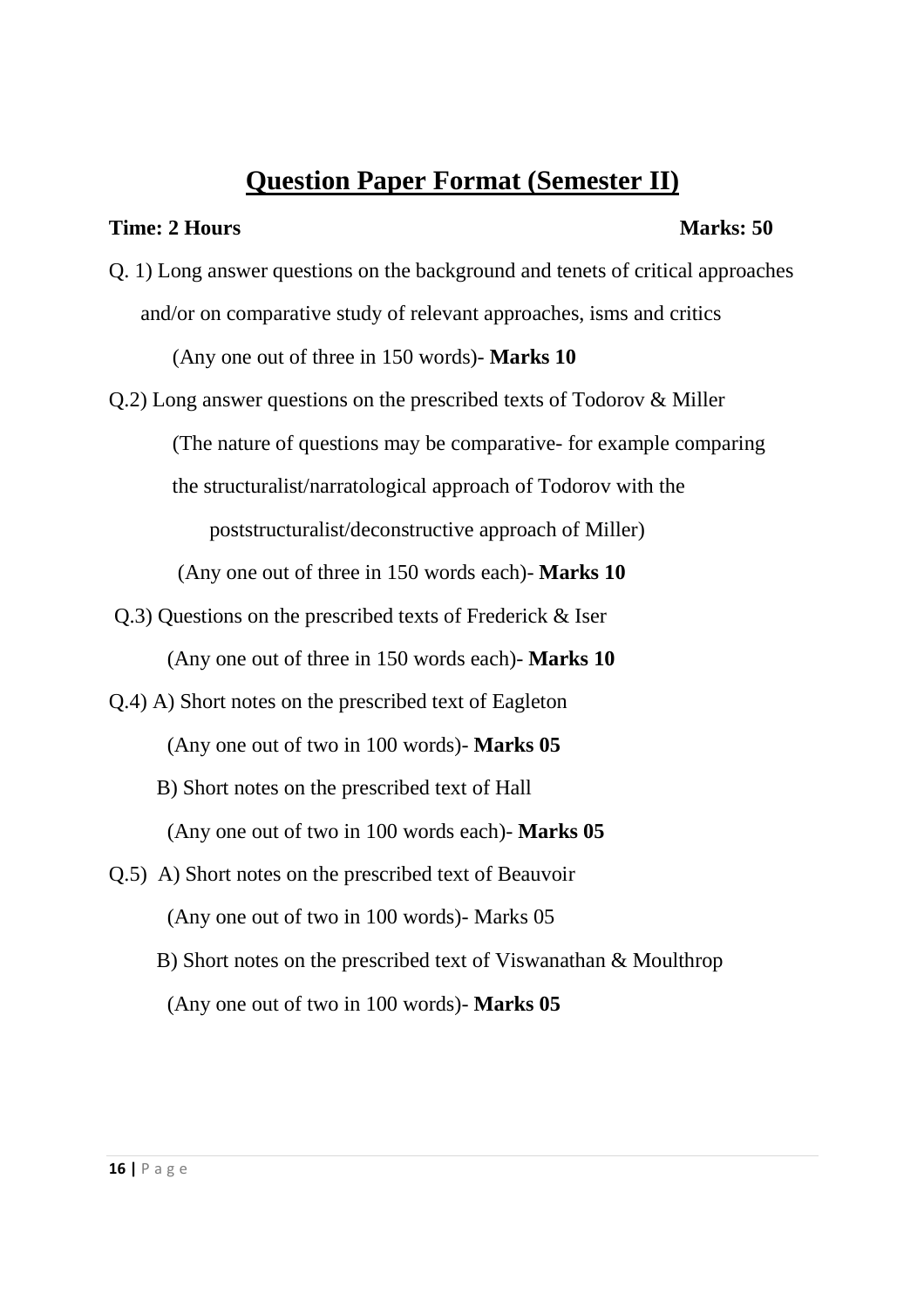# Question Paper Format (Semester II)

**Time: 2 Hours** **Marks: 50**

Q. 1) Long answer questions on the background and tenets of critical approaches and/or on comparative study of relevant approaches, isms and critics

(Any one out of three in 150 words)- **Marks 10**

Q.2) Long answer questions on the prescribed texts of Todorov & Miller

(The nature of questions may be comparative- for example comparing the structuralist/narratological approach of Todorov with the poststructuralist/deconstructive approach of Miller)

(Any one out of three in 150 words each)- **Marks 10**

Q.3) Questions on the prescribed texts of Frederick & Iser

(Any one out of three in 150 words each)- **Marks 10**

Q.4) A) Short notes on the prescribed text of Eagleton

(Any one out of two in 100 words)- **Marks 05**

B) Short notes on the prescribed text of Hall

(Any one out of two in 100 words each)- **Marks 05**

Q.5) A) Short notes on the prescribed text of Beauvoir

(Any one out of two in 100 words)- Marks 05

B) Short notes on the prescribed text of Viswanathan & Moulthrop

(Any one out of two in 100 words)- **Marks 05**